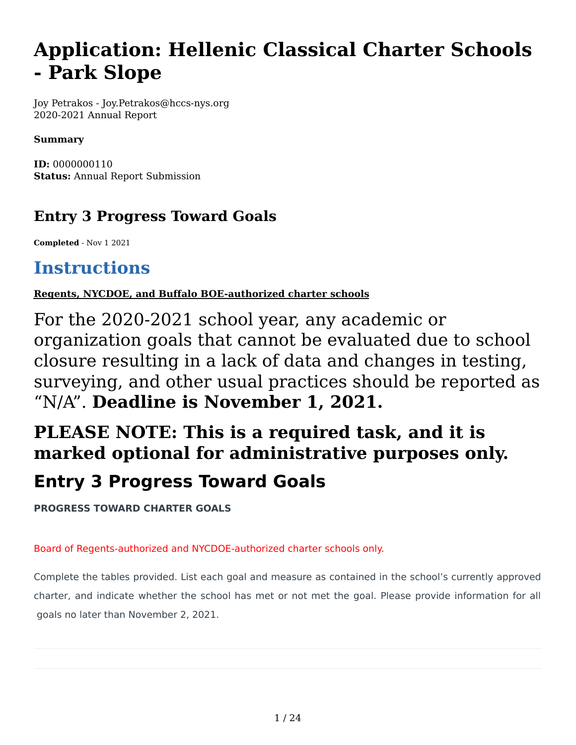# Application: Hellenic Classical Charter Schools - Park Slope

Joy Petrakos - Joy.Petrakos@hccs-nys.org
2020-2021 Annual Report

**Summary**

**ID:** 0000000110
**Status:** Annual Report Submission

## Entry 3 Progress Toward Goals

**Completed** - Nov 1 2021

# Instructions

**Regents, NYCDOE, and Buffalo BOE-authorized charter schools**

For the 2020-2021 school year, any academic or organization goals that cannot be evaluated due to school closure resulting in a lack of data and changes in testing, surveying, and other usual practices should be reported as "N/A". **Deadline is November 1, 2021.**

# PLEASE NOTE: This is a required task, and it is marked optional for administrative purposes only.

# Entry 3 Progress Toward Goals

**PROGRESS TOWARD CHARTER GOALS**

Board of Regents-authorized and NYCDOE-authorized charter schools only.

Complete the tables provided. List each goal and measure as contained in the school's currently approved charter, and indicate whether the school has met or not met the goal. Please provide information for all goals no later than November 2, 2021.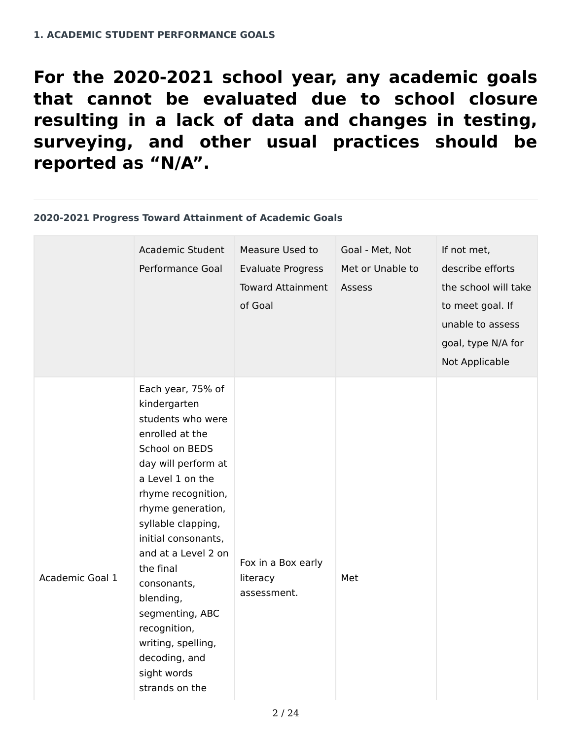**1. ACADEMIC STUDENT PERFORMANCE GOALS**

# For the 2020-2021 school year, any academic goals that cannot be evaluated due to school closure resulting in a lack of data and changes in testing, surveying, and other usual practices should be reported as "N/A".

---

**2020-2021 Progress Toward Attainment of Academic Goals**

| | Academic Student Performance Goal | Measure Used to Evaluate Progress Toward Attainment of Goal | Goal - Met, Not Met or Unable to Assess | If not met, describe efforts the school will take to meet goal. If unable to assess goal, type N/A for Not Applicable |
|---|---|---|---|---|
| Academic Goal 1 | Each year, 75% of kindergarten students who were enrolled at the School on BEDS day will perform at a Level 1 on the rhyme recognition, rhyme generation, syllable clapping, initial consonants, and at a Level 2 on the final consonants, blending, segmenting, ABC recognition, writing, spelling, decoding, and sight words strands on the | Fox in a Box early literacy assessment. | Met | |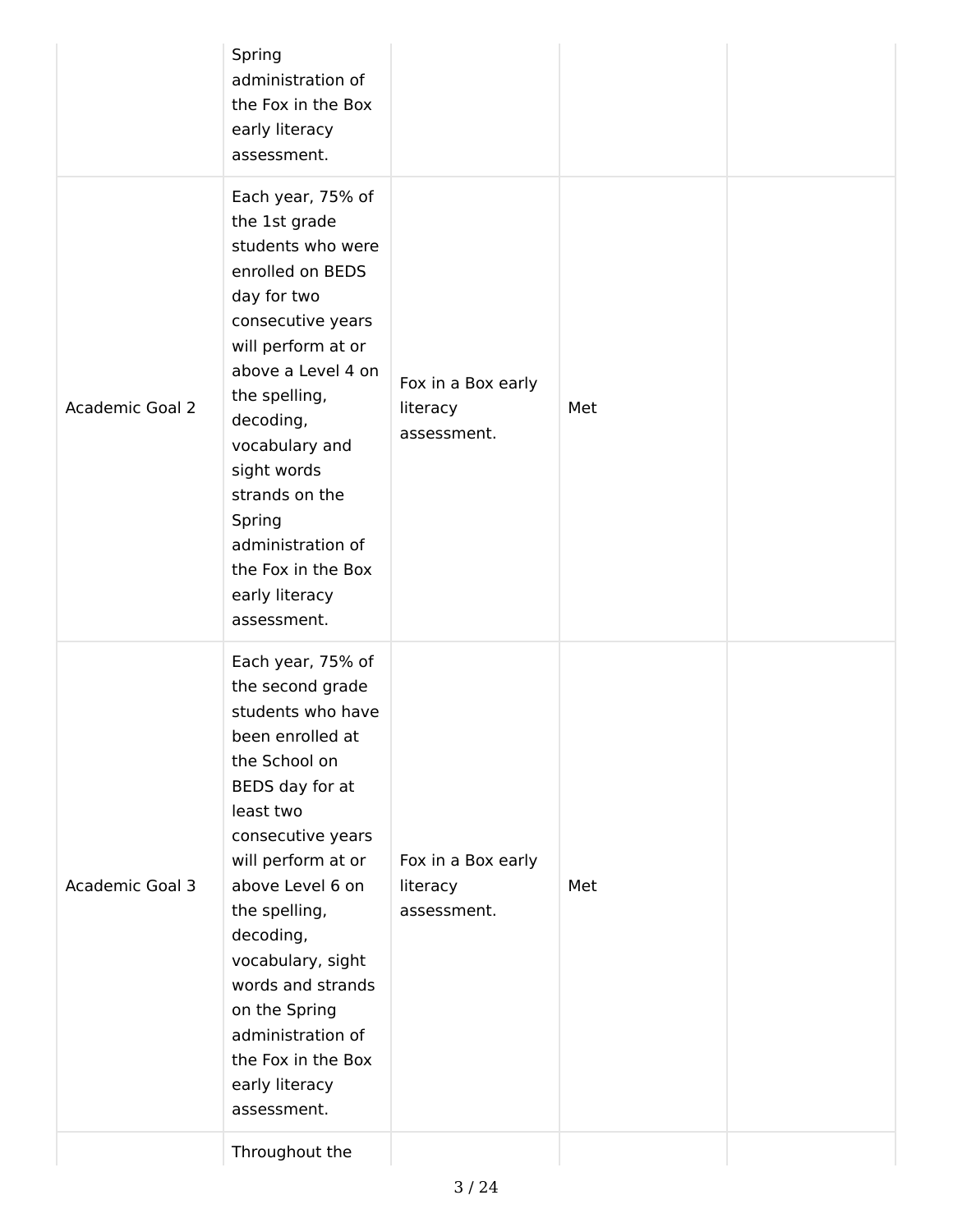| | | | | |
|---|---|---|---|---|
| | Spring administration of the Fox in the Box early literacy assessment. | | | |
| Academic Goal 2 | Each year, 75% of the 1st grade students who were enrolled on BEDS day for two consecutive years will perform at or above a Level 4 on the spelling, decoding, vocabulary and sight words strands on the Spring administration of the Fox in the Box early literacy assessment. | Fox in a Box early literacy assessment. | Met | |
| Academic Goal 3 | Each year, 75% of the second grade students who have been enrolled at the School on BEDS day for at least two consecutive years will perform at or above Level 6 on the spelling, decoding, vocabulary, sight words and strands on the Spring administration of the Fox in the Box early literacy assessment. | Fox in a Box early literacy assessment. | Met | |
| | Throughout the | | | |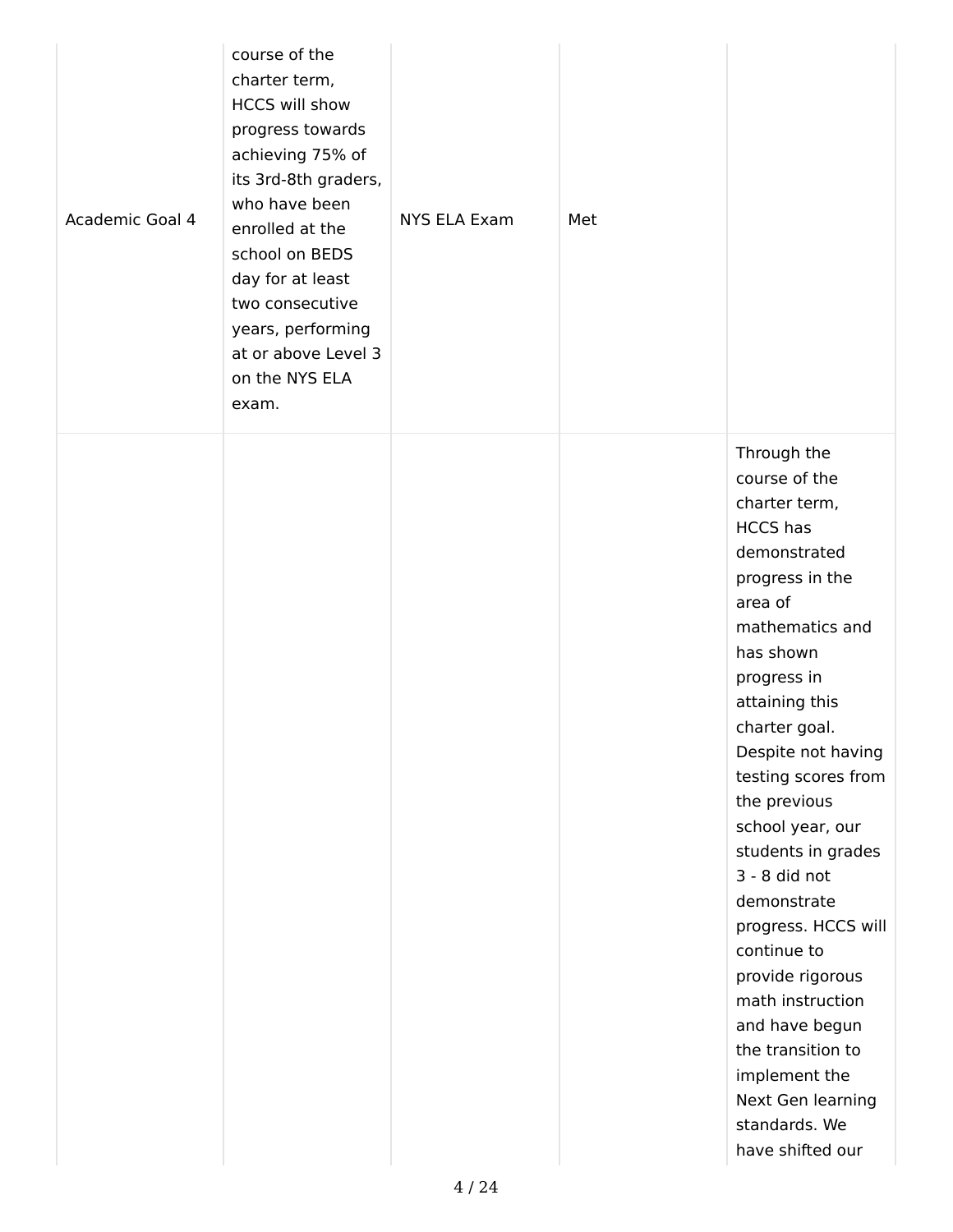| | | | | |
|---|---|---|---|---|
| Academic Goal 4 | course of the charter term, HCCS will show progress towards achieving 75% of its 3rd-8th graders, who have been enrolled at the school on BEDS day for at least two consecutive years, performing at or above Level 3 on the NYS ELA exam. | NYS ELA Exam | Met | |
| | | | | Through the course of the charter term, HCCS has demonstrated progress in the area of mathematics and has shown progress in attaining this charter goal. Despite not having testing scores from the previous school year, our students in grades 3 - 8 did not demonstrate progress. HCCS will continue to provide rigorous math instruction and have begun the transition to implement the Next Gen learning standards. We have shifted our |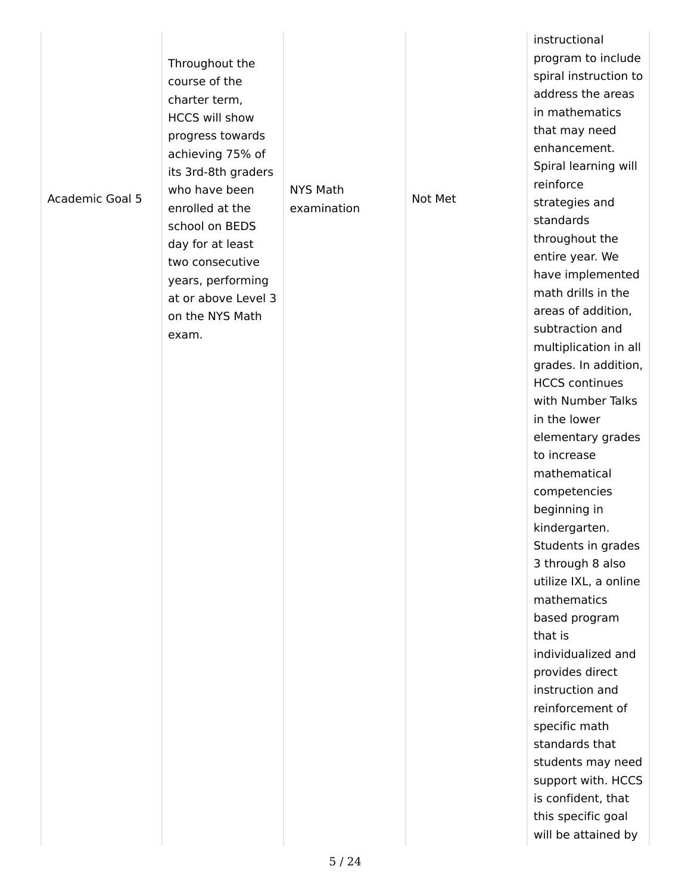| | | | | |
|---|---|---|---|---|
| Academic Goal 5 | Throughout the course of the charter term, HCCS will show progress towards achieving 75% of its 3rd-8th graders who have been enrolled at the school on BEDS day for at least two consecutive years, performing at or above Level 3 on the NYS Math exam. | NYS Math examination | Not Met | instructional program to include spiral instruction to address the areas in mathematics that may need enhancement. Spiral learning will reinforce strategies and standards throughout the entire year. We have implemented math drills in the areas of addition, subtraction and multiplication in all grades. In addition, HCCS continues with Number Talks in the lower elementary grades to increase mathematical competencies beginning in kindergarten. Students in grades 3 through 8 also utilize IXL, a online mathematics based program that is individualized and provides direct instruction and reinforcement of specific math standards that students may need support with. HCCS is confident, that this specific goal will be attained by |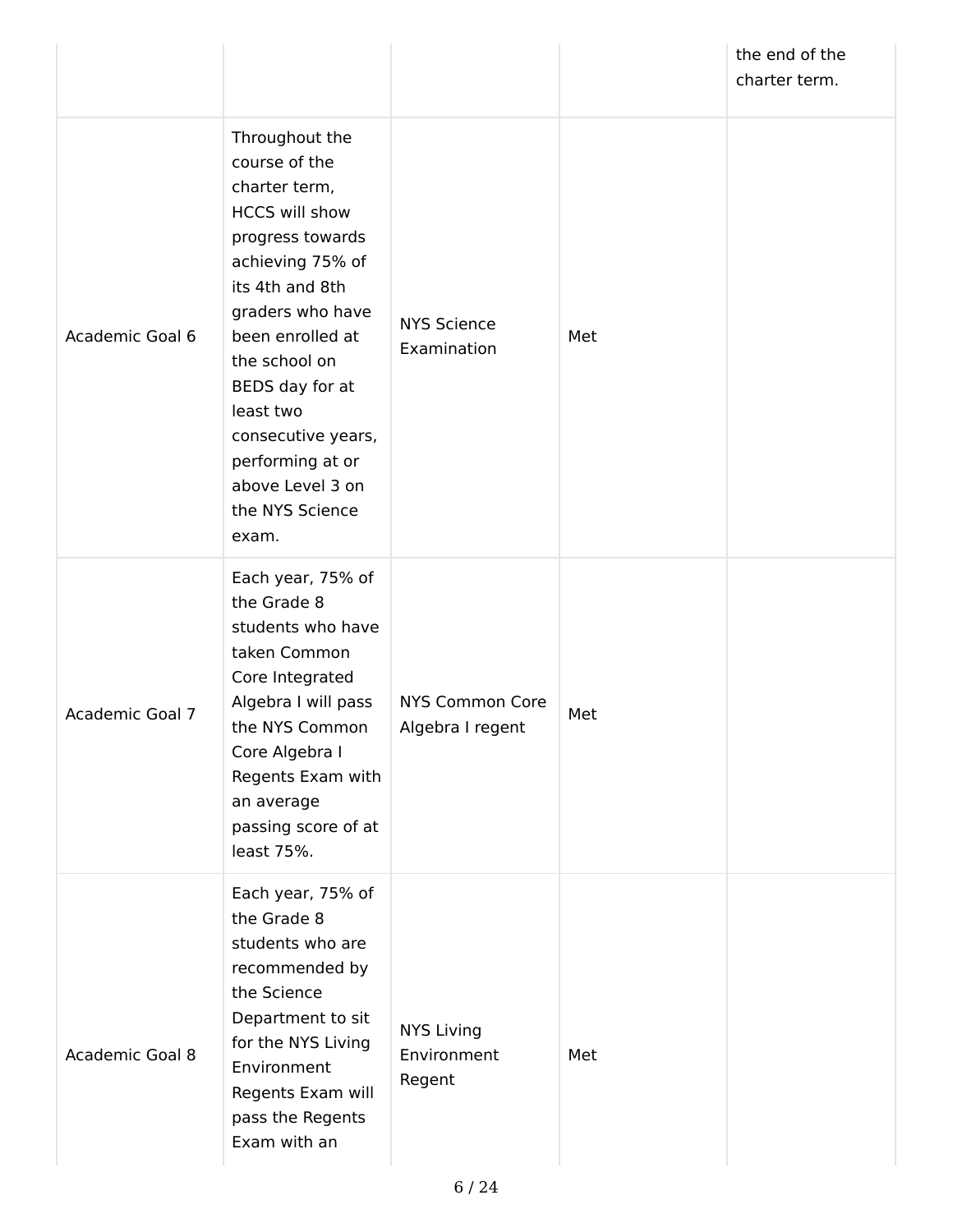| | | | | |
|---|---|---|---|---|
| | | | | the end of the charter term. |
| Academic Goal 6 | Throughout the course of the charter term, HCCS will show progress towards achieving 75% of its 4th and 8th graders who have been enrolled at the school on BEDS day for at least two consecutive years, performing at or above Level 3 on the NYS Science exam. | NYS Science Examination | Met | |
| Academic Goal 7 | Each year, 75% of the Grade 8 students who have taken Common Core Integrated Algebra I will pass the NYS Common Core Algebra I Regents Exam with an average passing score of at least 75%. | NYS Common Core Algebra I regent | Met | |
| Academic Goal 8 | Each year, 75% of the Grade 8 students who are recommended by the Science Department to sit for the NYS Living Environment Regents Exam will pass the Regents Exam with an | NYS Living Environment Regent | Met | |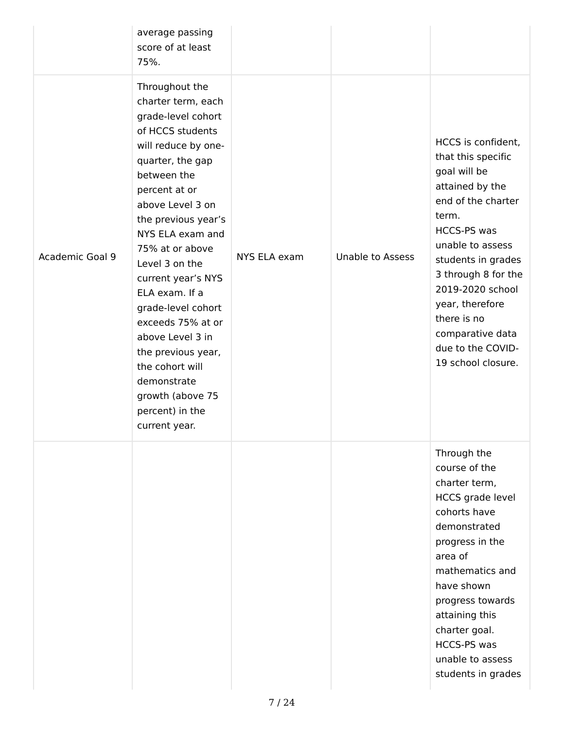| | | | | |
|---|---|---|---|---|
| | average passing score of at least 75%. | | | |
| Academic Goal 9 | Throughout the charter term, each grade-level cohort of HCCS students will reduce by one-quarter, the gap between the percent at or above Level 3 on the previous year's NYS ELA exam and 75% at or above Level 3 on the current year's NYS ELA exam. If a grade-level cohort exceeds 75% at or above Level 3 in the previous year, the cohort will demonstrate growth (above 75 percent) in the current year. | NYS ELA exam | Unable to Assess | HCCS is confident, that this specific goal will be attained by the end of the charter term. HCCS-PS was unable to assess students in grades 3 through 8 for the 2019-2020 school year, therefore there is no comparative data due to the COVID-19 school closure. |
| | | | | Through the course of the charter term, HCCS grade level cohorts have demonstrated progress in the area of mathematics and have shown progress towards attaining this charter goal. HCCS-PS was unable to assess students in grades |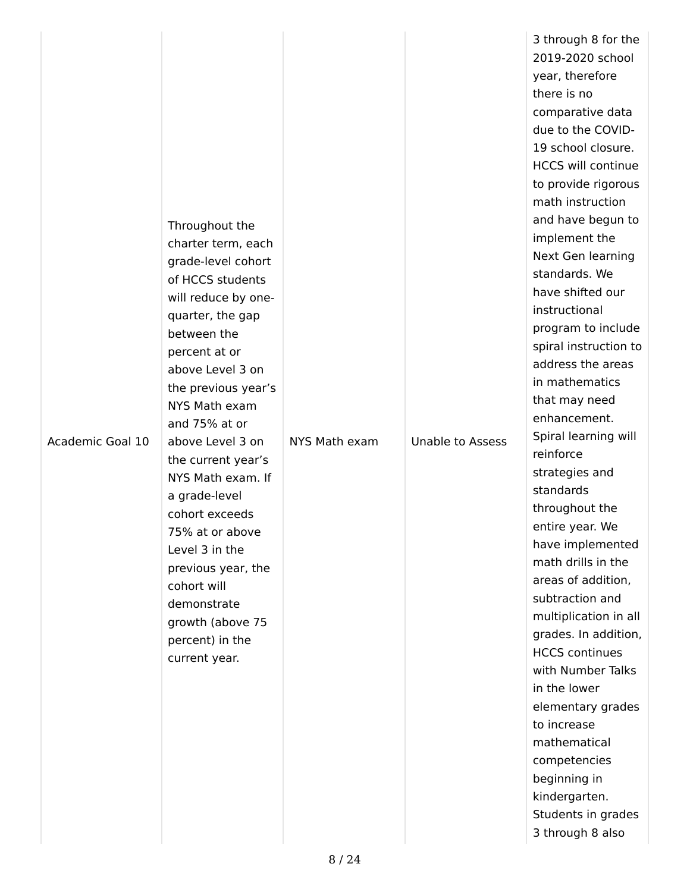| | | | | |
|---|---|---|---|---|
| Academic Goal 10 | Throughout the charter term, each grade-level cohort of HCCS students will reduce by one-quarter, the gap between the percent at or above Level 3 on the previous year's NYS Math exam and 75% at or above Level 3 on the current year's NYS Math exam. If a grade-level cohort exceeds 75% at or above Level 3 in the previous year, the cohort will demonstrate growth (above 75 percent) in the current year. | NYS Math exam | Unable to Assess | 3 through 8 for the 2019-2020 school year, therefore there is no comparative data due to the COVID-19 school closure. HCCS will continue to provide rigorous math instruction and have begun to implement the Next Gen learning standards. We have shifted our instructional program to include spiral instruction to address the areas in mathematics that may need enhancement. Spiral learning will reinforce strategies and standards throughout the entire year. We have implemented math drills in the areas of addition, subtraction and multiplication in all grades. In addition, HCCS continues with Number Talks in the lower elementary grades to increase mathematical competencies beginning in kindergarten. Students in grades 3 through 8 also |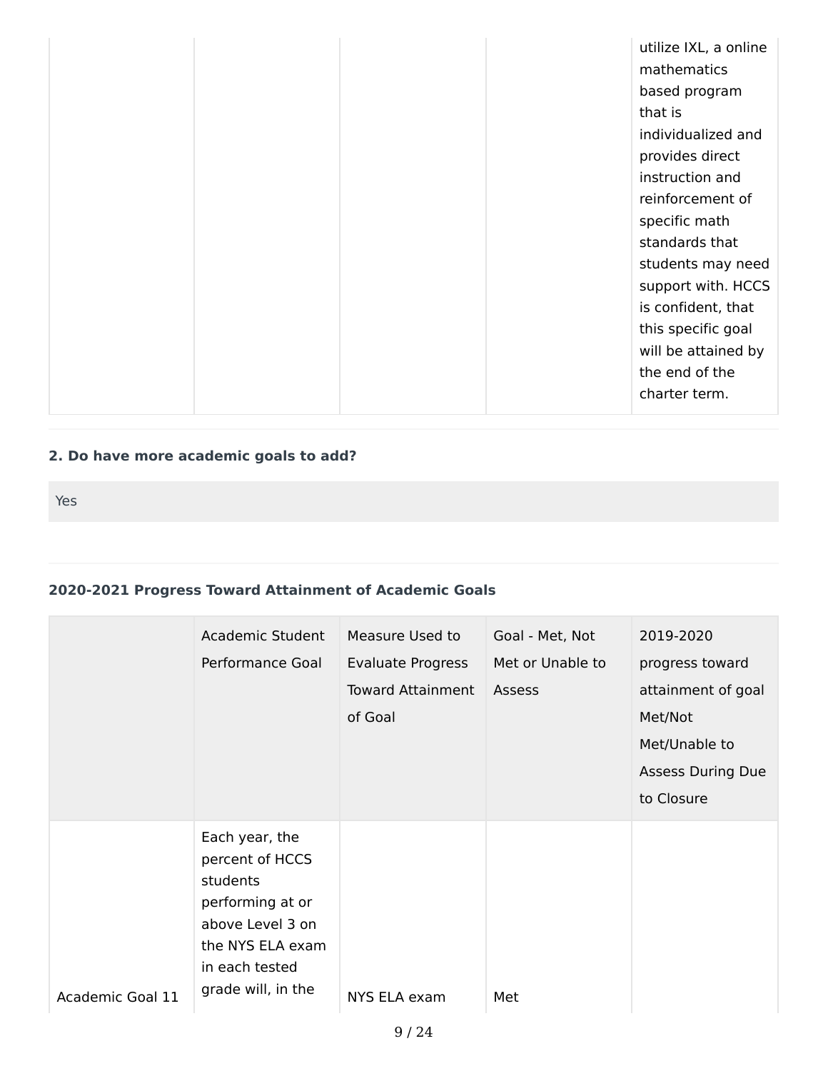| | | | | utilize IXL, a online mathematics based program that is individualized and provides direct instruction and reinforcement of specific math standards that students may need support with. HCCS is confident, that this specific goal will be attained by the end of the charter term. |
|---|---|---|---|---|

**2. Do have more academic goals to add?**

Yes

**2020-2021 Progress Toward Attainment of Academic Goals**

| | Academic Student Performance Goal | Measure Used to Evaluate Progress Toward Attainment of Goal | Goal - Met, Not Met or Unable to Assess | 2019-2020 progress toward attainment of goal Met/Not Met/Unable to Assess During Due to Closure |
|---|---|---|---|---|
| Academic Goal 11 | Each year, the percent of HCCS students performing at or above Level 3 on the NYS ELA exam in each tested grade will, in the | NYS ELA exam | Met | |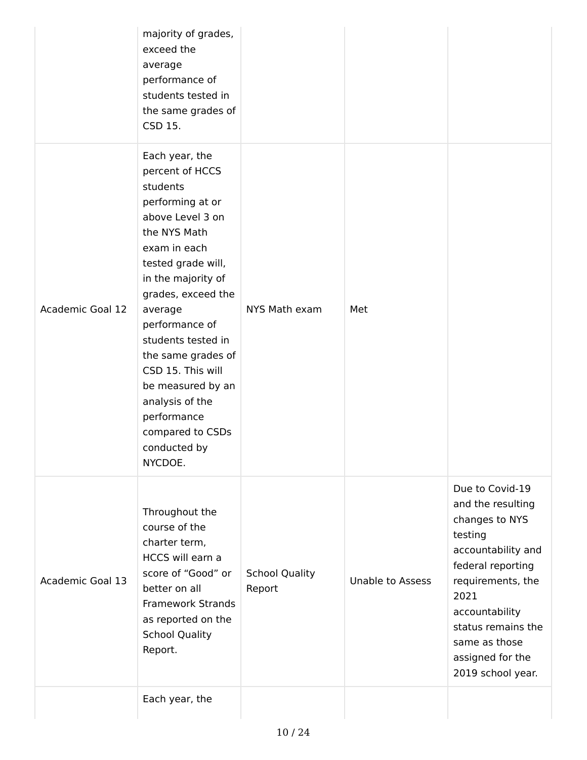| | | | | |
|---|---|---|---|---|
| | majority of grades, exceed the average performance of students tested in the same grades of CSD 15. | | | |
| Academic Goal 12 | Each year, the percent of HCCS students performing at or above Level 3 on the NYS Math exam in each tested grade will, in the majority of grades, exceed the average performance of students tested in the same grades of CSD 15. This will be measured by an analysis of the performance compared to CSDs conducted by NYCDOE. | NYS Math exam | Met | |
| Academic Goal 13 | Throughout the course of the charter term, HCCS will earn a score of “Good” or better on all Framework Strands as reported on the School Quality Report. | School Quality Report | Unable to Assess | Due to Covid-19 and the resulting changes to NYS testing accountability and federal reporting requirements, the 2021 accountability status remains the same as those assigned for the 2019 school year. |
| | Each year, the | | | |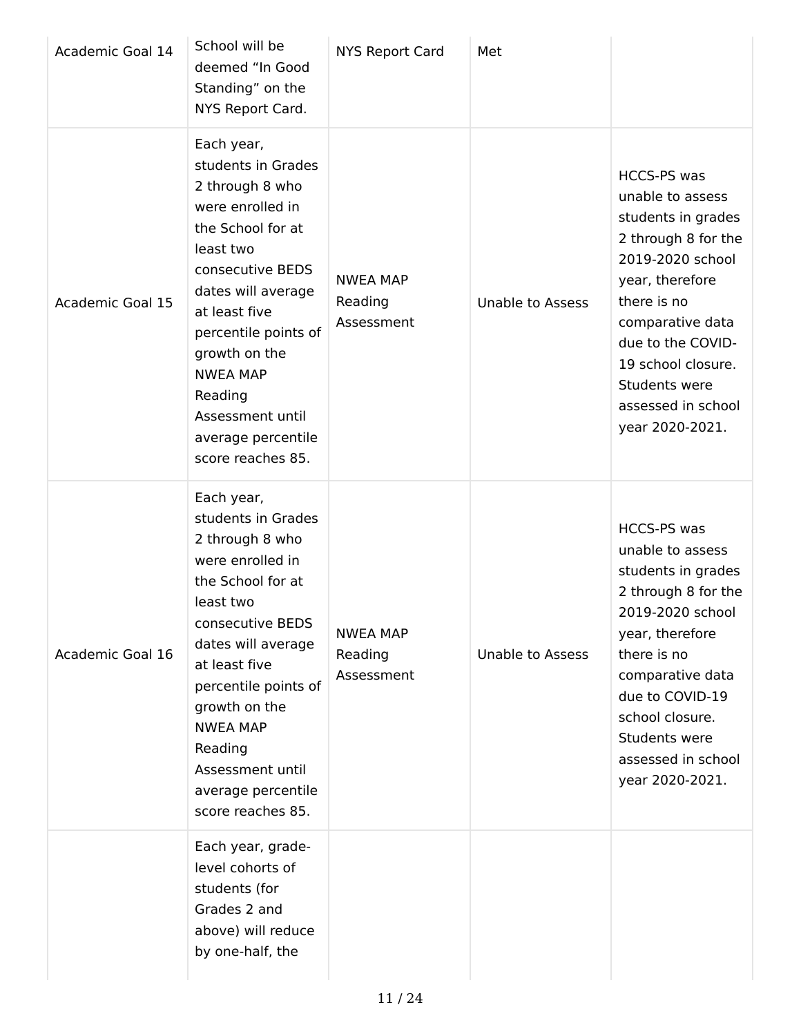| | | | | |
|---|---|---|---|---|
| Academic Goal 14 | School will be deemed "In Good Standing" on the NYS Report Card. | NYS Report Card | Met | |
| Academic Goal 15 | Each year, students in Grades 2 through 8 who were enrolled in the School for at least two consecutive BEDS dates will average at least five percentile points of growth on the NWEA MAP Reading Assessment until average percentile score reaches 85. | NWEA MAP Reading Assessment | Unable to Assess | HCCS-PS was unable to assess students in grades 2 through 8 for the 2019-2020 school year, therefore there is no comparative data due to the COVID-19 school closure. Students were assessed in school year 2020-2021. |
| Academic Goal 16 | Each year, students in Grades 2 through 8 who were enrolled in the School for at least two consecutive BEDS dates will average at least five percentile points of growth on the NWEA MAP Reading Assessment until average percentile score reaches 85. | NWEA MAP Reading Assessment | Unable to Assess | HCCS-PS was unable to assess students in grades 2 through 8 for the 2019-2020 school year, therefore there is no comparative data due to COVID-19 school closure. Students were assessed in school year 2020-2021. |
| | Each year, grade-level cohorts of students (for Grades 2 and above) will reduce by one-half, the | | | |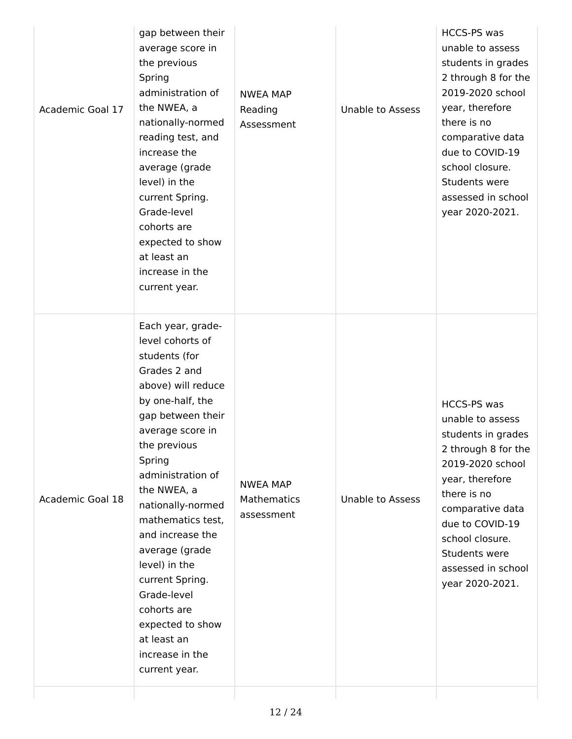| | | | | |
|---|---|---|---|---|
| Academic Goal 17 | gap between their average score in the previous Spring administration of the NWEA, a nationally-normed reading test, and increase the average (grade level) in the current Spring. Grade-level cohorts are expected to show at least an increase in the current year. | NWEA MAP Reading Assessment | Unable to Assess | HCCS-PS was unable to assess students in grades 2 through 8 for the 2019-2020 school year, therefore there is no comparative data due to COVID-19 school closure. Students were assessed in school year 2020-2021. |
| Academic Goal 18 | Each year, grade-level cohorts of students (for Grades 2 and above) will reduce by one-half, the gap between their average score in the previous Spring administration of the NWEA, a nationally-normed mathematics test, and increase the average (grade level) in the current Spring. Grade-level cohorts are expected to show at least an increase in the current year. | NWEA MAP Mathematics assessment | Unable to Assess | HCCS-PS was unable to assess students in grades 2 through 8 for the 2019-2020 school year, therefore there is no comparative data due to COVID-19 school closure. Students were assessed in school year 2020-2021. |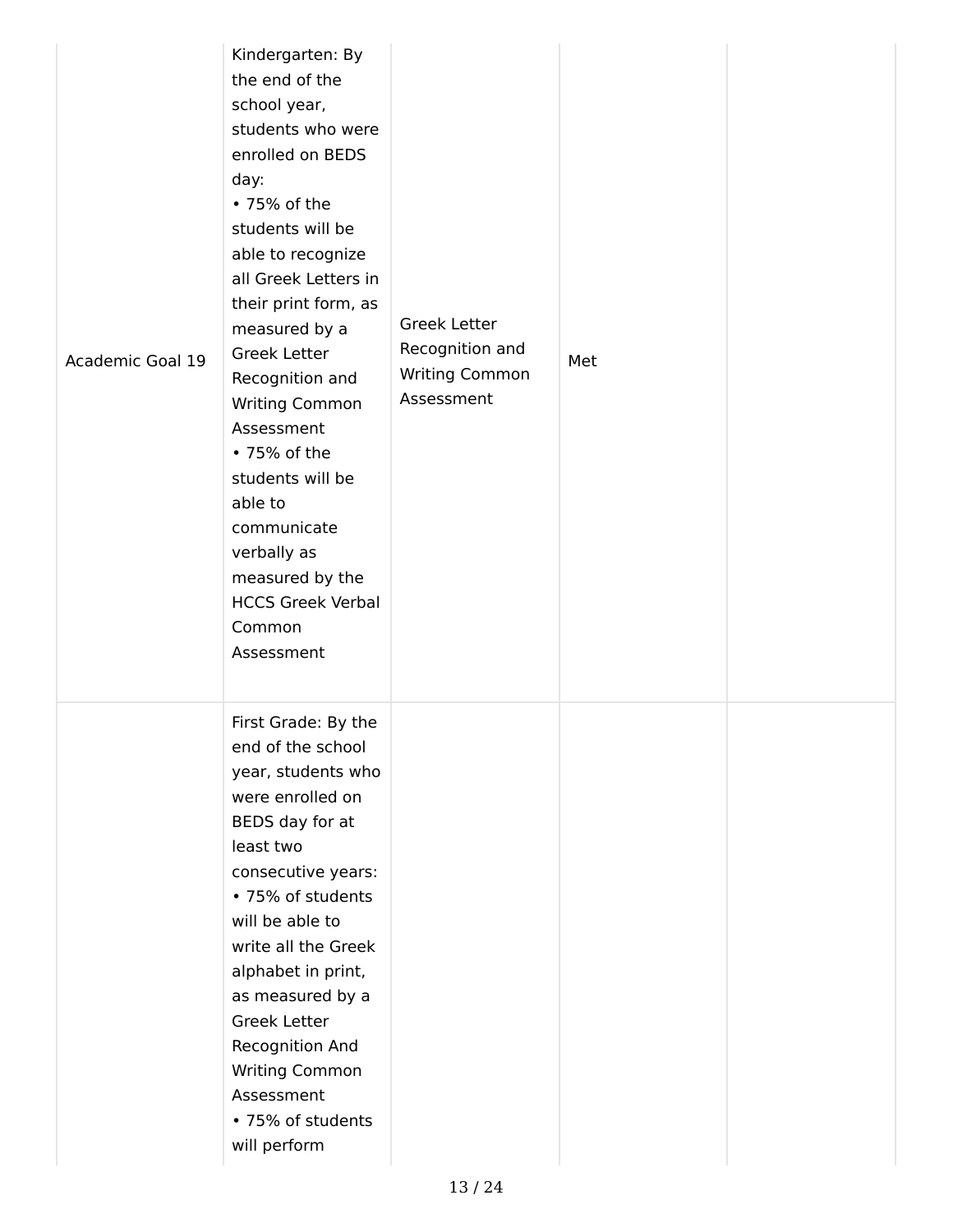| | | | | |
|---|---|---|---|---|
| Academic Goal 19 | Kindergarten: By the end of the school year, students who were enrolled on BEDS day:<br>• 75% of the students will be able to recognize all Greek Letters in their print form, as measured by a Greek Letter Recognition and Writing Common Assessment<br>• 75% of the students will be able to communicate verbally as measured by the HCCS Greek Verbal Common Assessment | Greek Letter Recognition and Writing Common Assessment | Met | |
| | First Grade: By the end of the school year, students who were enrolled on BEDS day for at least two consecutive years:<br>• 75% of students will be able to write all the Greek alphabet in print, as measured by a Greek Letter Recognition And Writing Common Assessment<br>• 75% of students will perform | | | |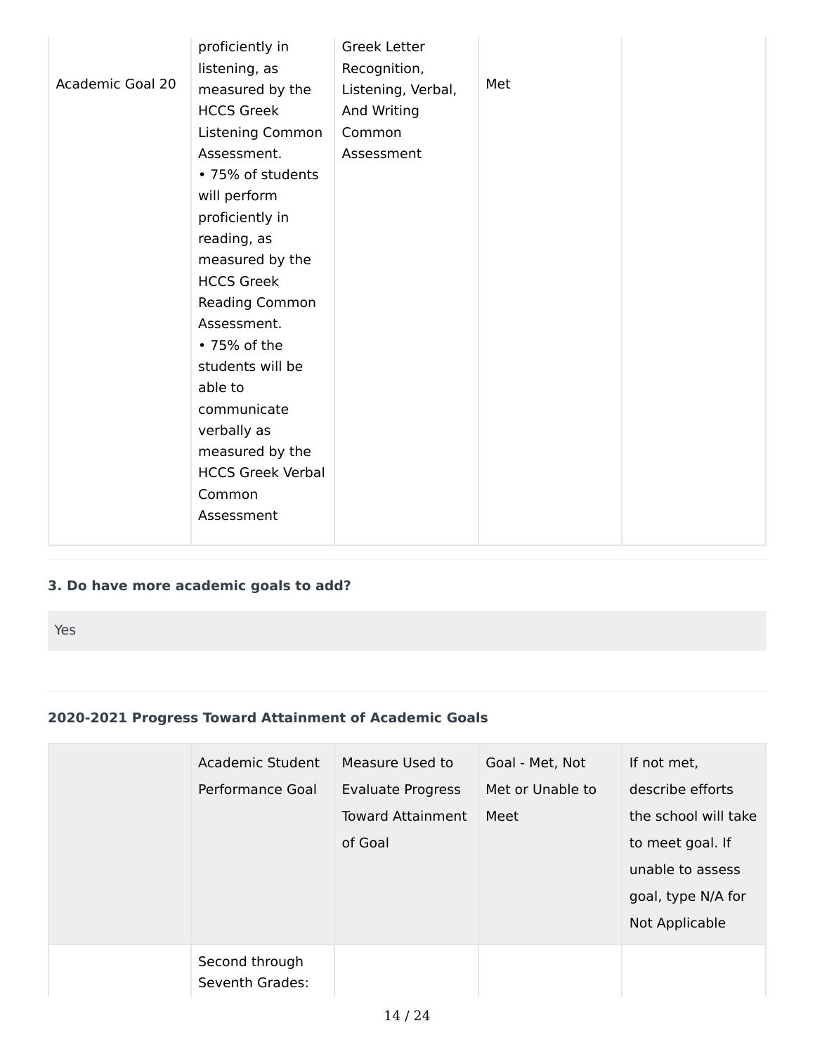| Academic Goal 20 | proficiently in listening, as measured by the HCCS Greek Listening Common Assessment.<br>• 75% of students will perform proficiently in reading, as measured by the HCCS Greek Reading Common Assessment.<br>• 75% of the students will be able to communicate verbally as measured by the HCCS Greek Verbal Common Assessment | Greek Letter Recognition, Listening, Verbal, And Writing Common Assessment | Met | |
|---|---|---|---|---|

**3. Do have more academic goals to add?**

Yes

**2020-2021 Progress Toward Attainment of Academic Goals**

| | Academic Student Performance Goal | Measure Used to Evaluate Progress Toward Attainment of Goal | Goal - Met, Not Met or Unable to Meet | If not met, describe efforts the school will take to meet goal. If unable to assess goal, type N/A for Not Applicable |
|---|---|---|---|---|
| | Second through Seventh Grades: | | | |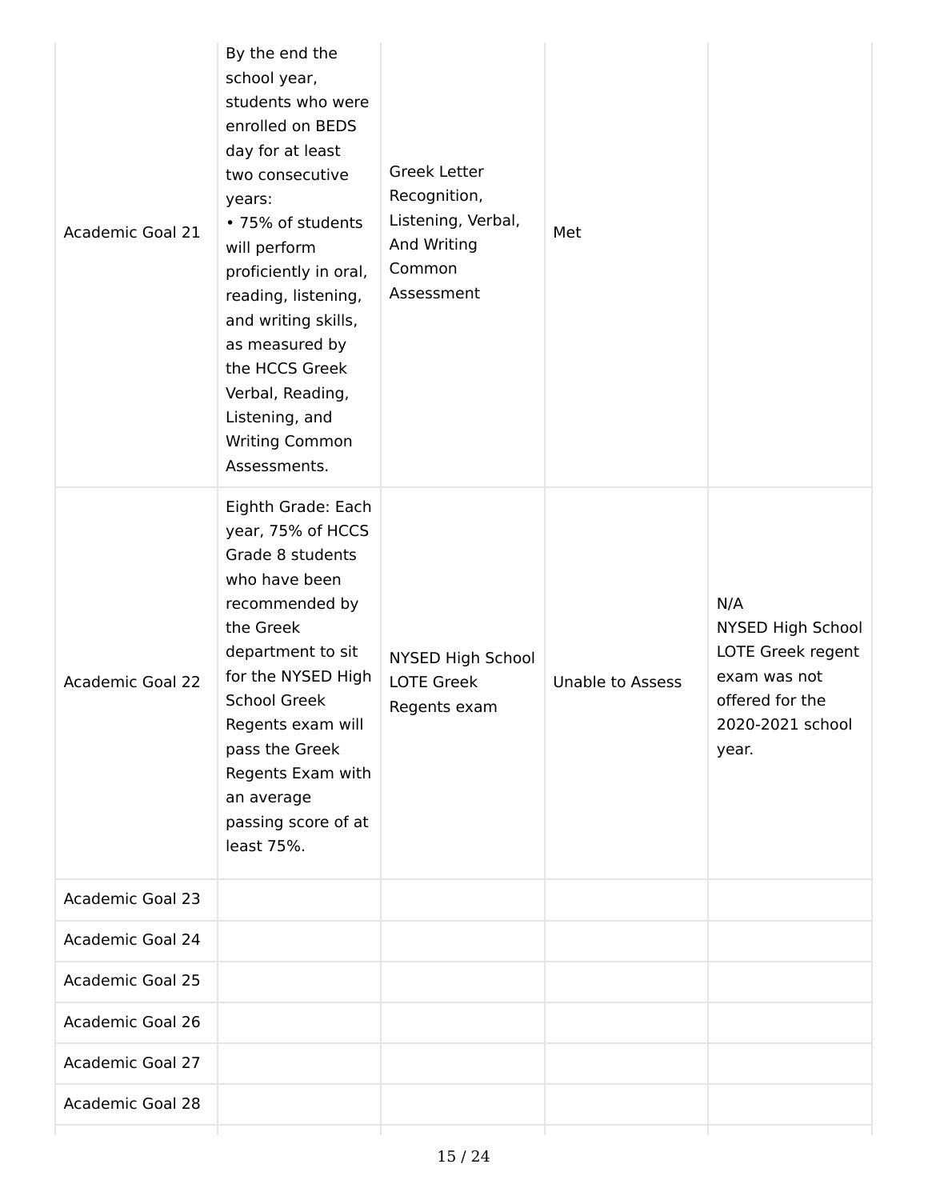| | | | | |
|---|---|---|---|---|
| Academic Goal 21 | By the end the school year, students who were enrolled on BEDS day for at least two consecutive years: • 75% of students will perform proficiently in oral, reading, listening, and writing skills, as measured by the HCCS Greek Verbal, Reading, Listening, and Writing Common Assessments. | Greek Letter Recognition, Listening, Verbal, And Writing Common Assessment | Met | |
| Academic Goal 22 | Eighth Grade: Each year, 75% of HCCS Grade 8 students who have been recommended by the Greek department to sit for the NYSED High School Greek Regents exam will pass the Greek Regents Exam with an average passing score of at least 75%. | NYSED High School LOTE Greek Regents exam | Unable to Assess | N/A NYSED High School LOTE Greek regent exam was not offered for the 2020-2021 school year. |
| Academic Goal 23 | | | | |
| Academic Goal 24 | | | | |
| Academic Goal 25 | | | | |
| Academic Goal 26 | | | | |
| Academic Goal 27 | | | | |
| Academic Goal 28 | | | | |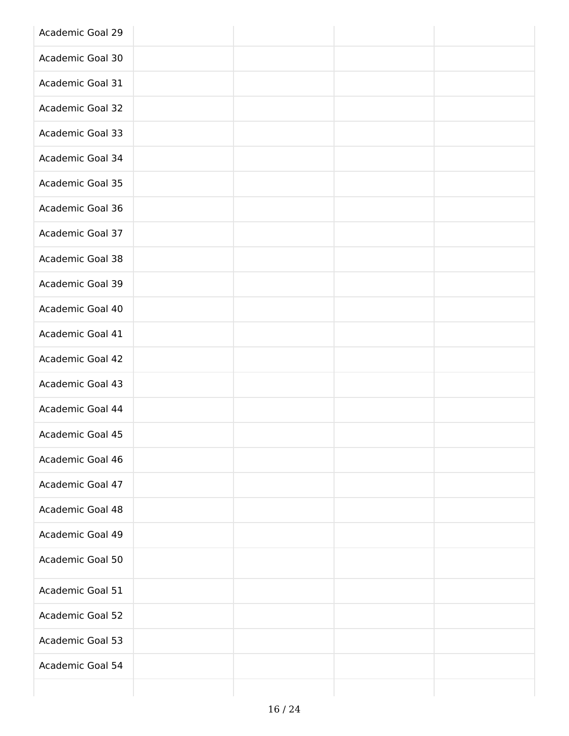| | | | | |
|---|---|---|---|---|
| Academic Goal 29 | | | | |
| Academic Goal 30 | | | | |
| Academic Goal 31 | | | | |
| Academic Goal 32 | | | | |
| Academic Goal 33 | | | | |
| Academic Goal 34 | | | | |
| Academic Goal 35 | | | | |
| Academic Goal 36 | | | | |
| Academic Goal 37 | | | | |
| Academic Goal 38 | | | | |
| Academic Goal 39 | | | | |
| Academic Goal 40 | | | | |
| Academic Goal 41 | | | | |
| Academic Goal 42 | | | | |
| Academic Goal 43 | | | | |
| Academic Goal 44 | | | | |
| Academic Goal 45 | | | | |
| Academic Goal 46 | | | | |
| Academic Goal 47 | | | | |
| Academic Goal 48 | | | | |
| Academic Goal 49 | | | | |
| Academic Goal 50 | | | | |
| Academic Goal 51 | | | | |
| Academic Goal 52 | | | | |
| Academic Goal 53 | | | | |
| Academic Goal 54 | | | | |
| | | | | |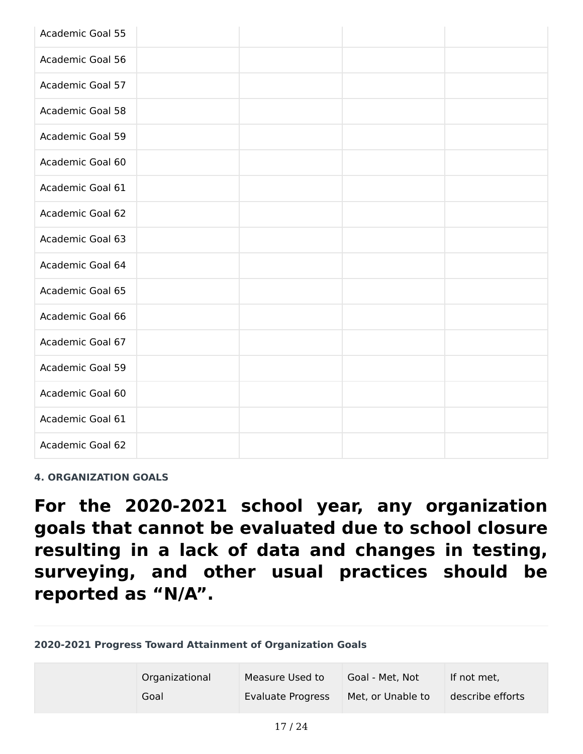| | | | | |
|---|---|---|---|---|
| Academic Goal 55 | | | | |
| Academic Goal 56 | | | | |
| Academic Goal 57 | | | | |
| Academic Goal 58 | | | | |
| Academic Goal 59 | | | | |
| Academic Goal 60 | | | | |
| Academic Goal 61 | | | | |
| Academic Goal 62 | | | | |
| Academic Goal 63 | | | | |
| Academic Goal 64 | | | | |
| Academic Goal 65 | | | | |
| Academic Goal 66 | | | | |
| Academic Goal 67 | | | | |
| Academic Goal 59 | | | | |
| Academic Goal 60 | | | | |
| Academic Goal 61 | | | | |
| Academic Goal 62 | | | | |

**4. ORGANIZATION GOALS**

# For the 2020-2021 school year, any organization goals that cannot be evaluated due to school closure resulting in a lack of data and changes in testing, surveying, and other usual practices should be reported as "N/A".

**2020-2021 Progress Toward Attainment of Organization Goals**

| | Organizational Goal | Measure Used to Evaluate Progress | Goal - Met, Not Met, or Unable to | If not met, describe efforts |
|---|---|---|---|---|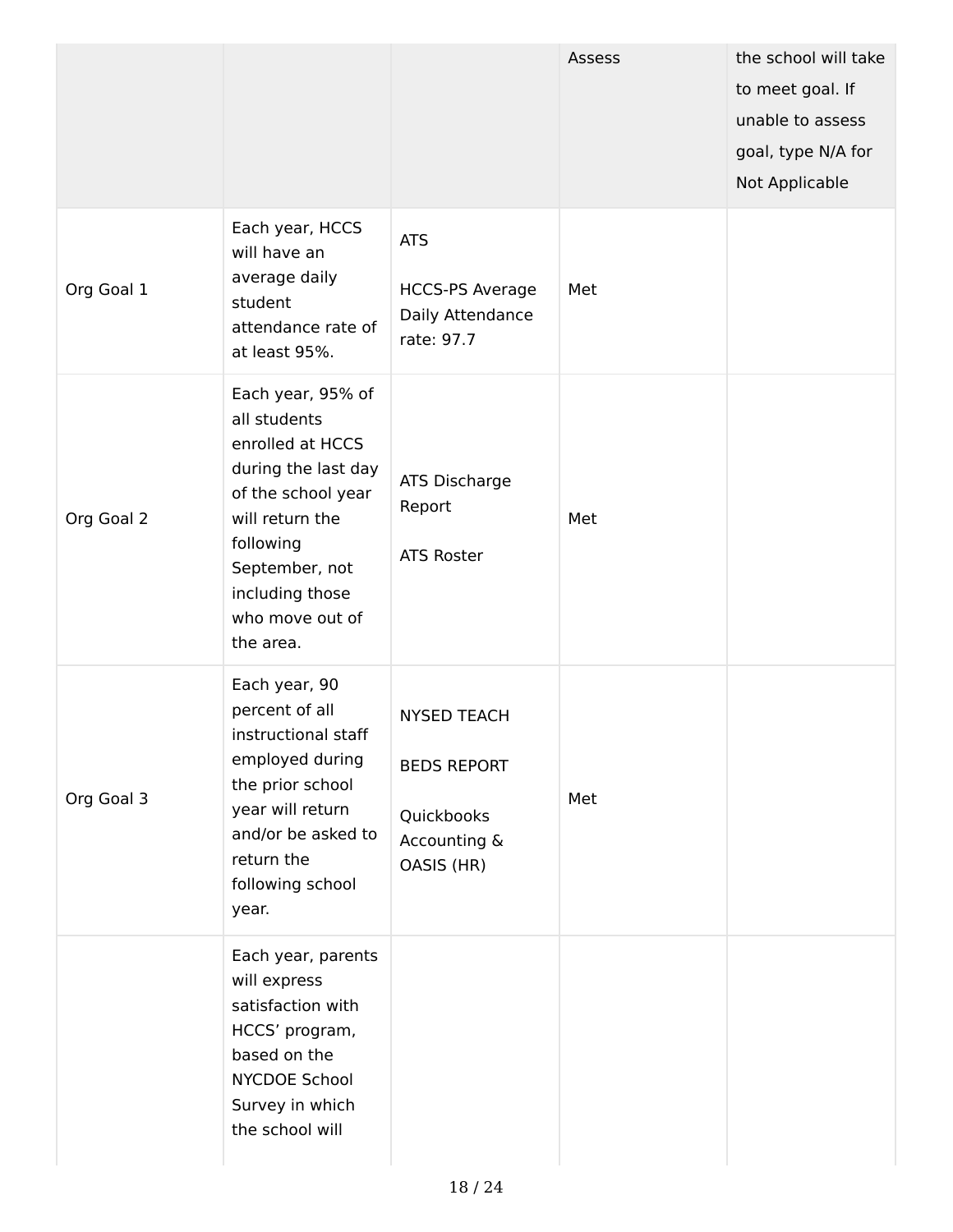| | | | Assess | the school will take to meet goal. If unable to assess goal, type N/A for Not Applicable |
|---|---|---|---|---|
| Org Goal 1 | Each year, HCCS will have an average daily student attendance rate of at least 95%. | ATS<br><br>HCCS-PS Average Daily Attendance rate: 97.7 | Met | |
| Org Goal 2 | Each year, 95% of all students enrolled at HCCS during the last day of the school year will return the following September, not including those who move out of the area. | ATS Discharge Report<br><br>ATS Roster | Met | |
| Org Goal 3 | Each year, 90 percent of all instructional staff employed during the prior school year will return and/or be asked to return the following school year. | NYSED TEACH<br><br>BEDS REPORT<br><br>Quickbooks Accounting & OASIS (HR) | Met | |
| | Each year, parents will express satisfaction with HCCS' program, based on the NYCDOE School Survey in which the school will | | | |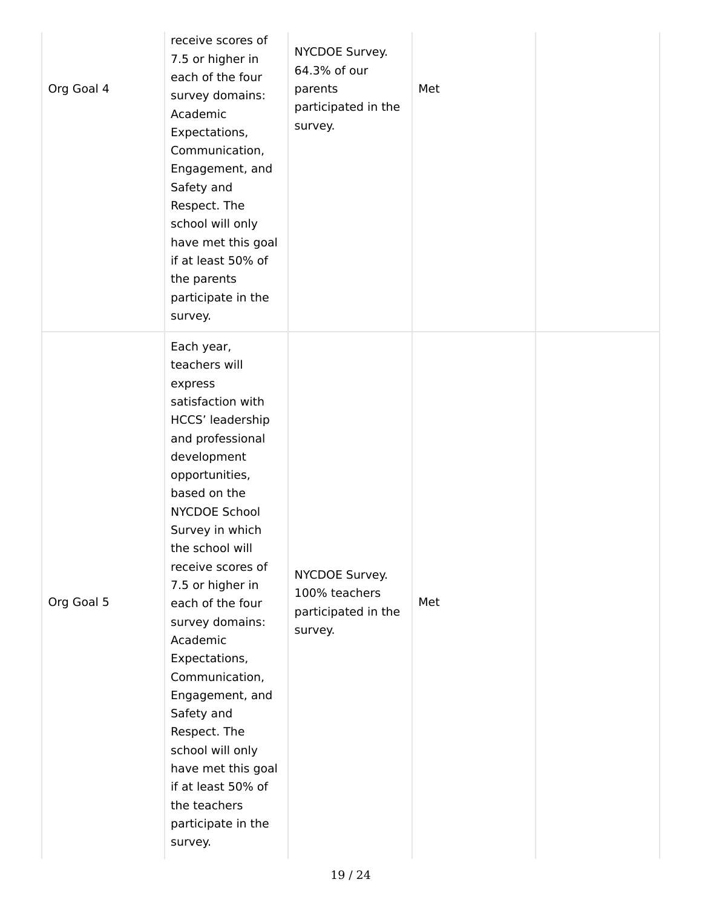| | | | | |
|---|---|---|---|---|
| Org Goal 4 | receive scores of 7.5 or higher in each of the four survey domains: Academic Expectations, Communication, Engagement, and Safety and Respect. The school will only have met this goal if at least 50% of the parents participate in the survey. | NYCDOE Survey. 64.3% of our parents participated in the survey. | Met | |
| Org Goal 5 | Each year, teachers will express satisfaction with HCCS' leadership and professional development opportunities, based on the NYCDOE School Survey in which the school will receive scores of 7.5 or higher in each of the four survey domains: Academic Expectations, Communication, Engagement, and Safety and Respect. The school will only have met this goal if at least 50% of the teachers participate in the survey. | NYCDOE Survey. 100% teachers participated in the survey. | Met | |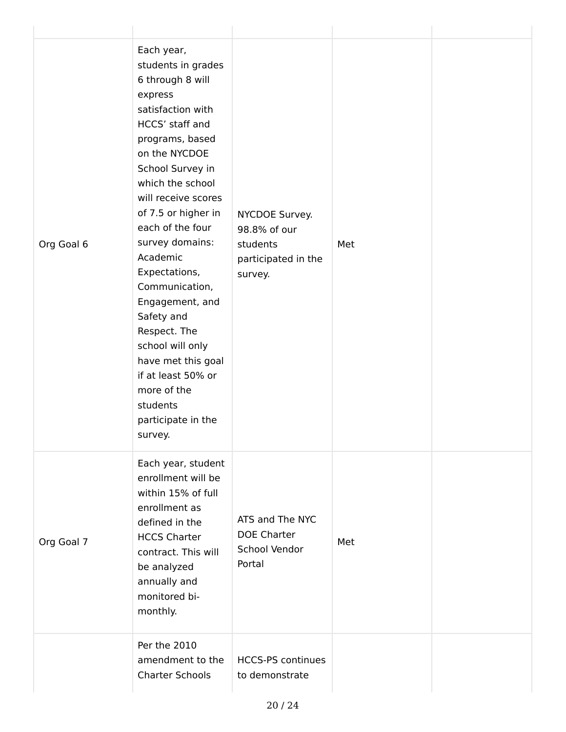| | | | | |
|---|---|---|---|---|
| Org Goal 6 | Each year, students in grades 6 through 8 will express satisfaction with HCCS' staff and programs, based on the NYCDOE School Survey in which the school will receive scores of 7.5 or higher in each of the four survey domains: Academic Expectations, Communication, Engagement, and Safety and Respect. The school will only have met this goal if at least 50% or more of the students participate in the survey. | NYCDOE Survey. 98.8% of our students participated in the survey. | Met | |
| Org Goal 7 | Each year, student enrollment will be within 15% of full enrollment as defined in the HCCS Charter contract. This will be analyzed annually and monitored bi-monthly. | ATS and The NYC DOE Charter School Vendor Portal | Met | |
| | Per the 2010 amendment to the Charter Schools | HCCS-PS continues to demonstrate | | |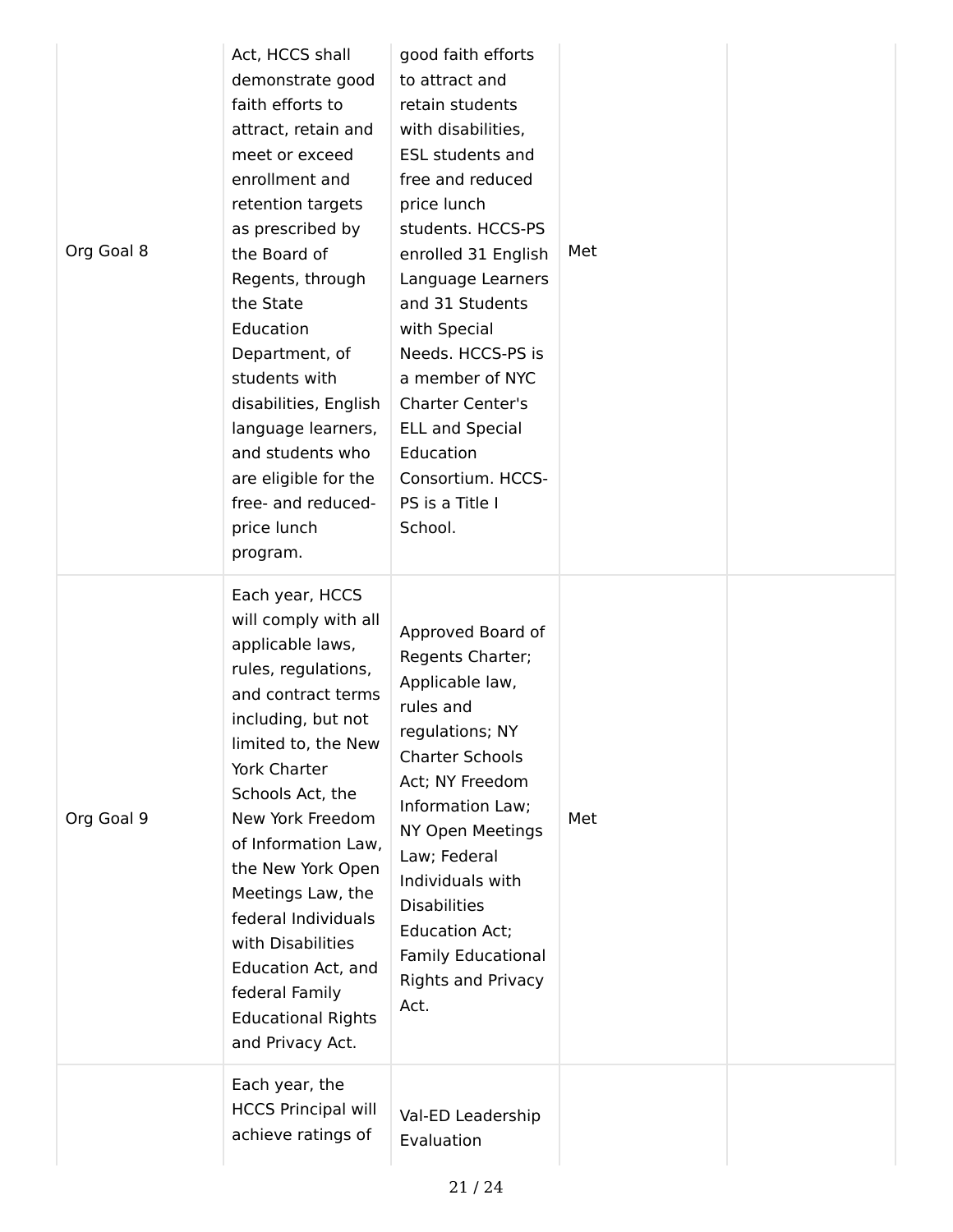| | | | | |
|---|---|---|---|---|
| Org Goal 8 | Act, HCCS shall demonstrate good faith efforts to attract, retain and meet or exceed enrollment and retention targets as prescribed by the Board of Regents, through the State Education Department, of students with disabilities, English language learners, and students who are eligible for the free- and reduced-price lunch program. | good faith efforts to attract and retain students with disabilities, ESL students and free and reduced price lunch students. HCCS-PS enrolled 31 English Language Learners and 31 Students with Special Needs. HCCS-PS is a member of NYC Charter Center's ELL and Special Education Consortium. HCCS-PS is a Title I School. | Met | |
| Org Goal 9 | Each year, HCCS will comply with all applicable laws, rules, regulations, and contract terms including, but not limited to, the New York Charter Schools Act, the New York Freedom of Information Law, the New York Open Meetings Law, the federal Individuals with Disabilities Education Act, and federal Family Educational Rights and Privacy Act. | Approved Board of Regents Charter; Applicable law, rules and regulations; NY Charter Schools Act; NY Freedom Information Law; NY Open Meetings Law; Federal Individuals with Disabilities Education Act; Family Educational Rights and Privacy Act. | Met | |
| | Each year, the HCCS Principal will achieve ratings of | Val-ED Leadership Evaluation | | |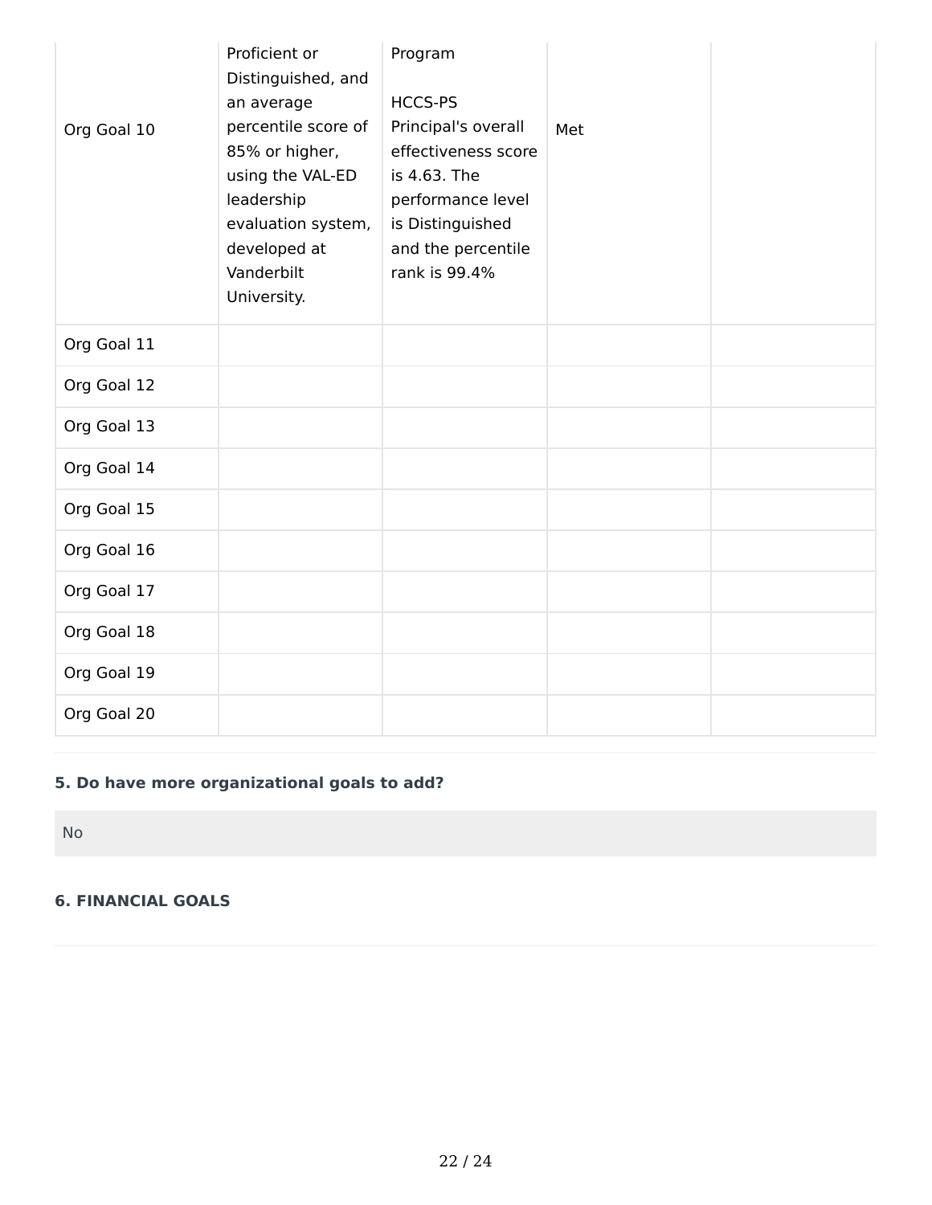| | | | | |
|---|---|---|---|---|
| Org Goal 10 | Proficient or Distinguished, and an average percentile score of 85% or higher, using the VAL-ED leadership evaluation system, developed at Vanderbilt University. | Program<br><br>HCCS-PS Principal's overall effectiveness score is 4.63. The performance level is Distinguished and the percentile rank is 99.4% | Met | |
| Org Goal 11 | | | | |
| Org Goal 12 | | | | |
| Org Goal 13 | | | | |
| Org Goal 14 | | | | |
| Org Goal 15 | | | | |
| Org Goal 16 | | | | |
| Org Goal 17 | | | | |
| Org Goal 18 | | | | |
| Org Goal 19 | | | | |
| Org Goal 20 | | | | |

**5. Do have more organizational goals to add?**

No

**6. FINANCIAL GOALS**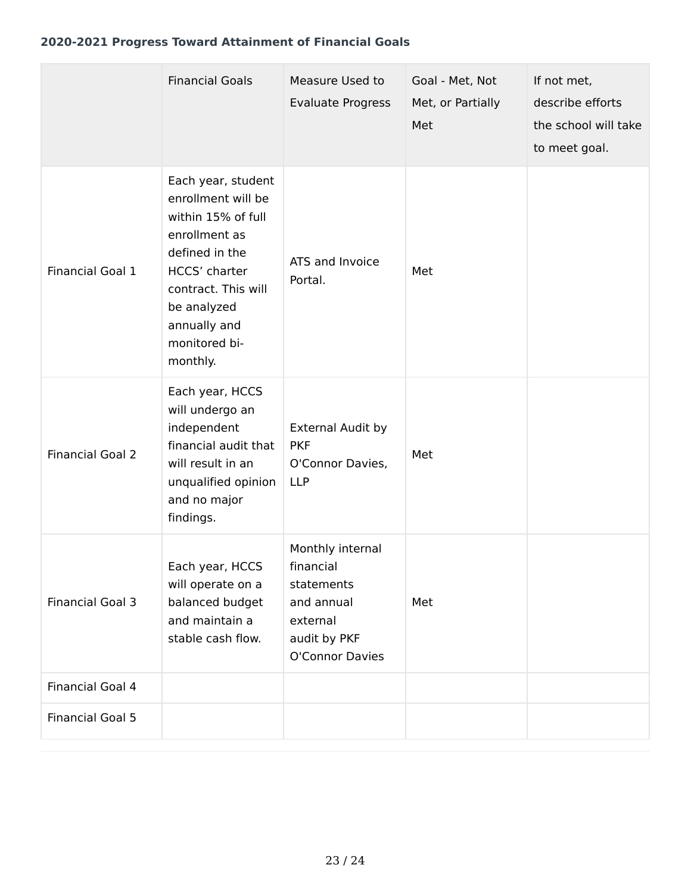### 2020-2021 Progress Toward Attainment of Financial Goals

| | Financial Goals | Measure Used to Evaluate Progress | Goal - Met, Not Met, or Partially Met | If not met, describe efforts the school will take to meet goal. |
|---|---|---|---|---|
| Financial Goal 1 | Each year, student enrollment will be within 15% of full enrollment as defined in the HCCS' charter contract. This will be analyzed annually and monitored bi-monthly. | ATS and Invoice Portal. | Met | |
| Financial Goal 2 | Each year, HCCS will undergo an independent financial audit that will result in an unqualified opinion and no major findings. | External Audit by PKF O'Connor Davies, LLP | Met | |
| Financial Goal 3 | Each year, HCCS will operate on a balanced budget and maintain a stable cash flow. | Monthly internal financial statements and annual external audit by PKF O'Connor Davies | Met | |
| Financial Goal 4 | | | | |
| Financial Goal 5 | | | | |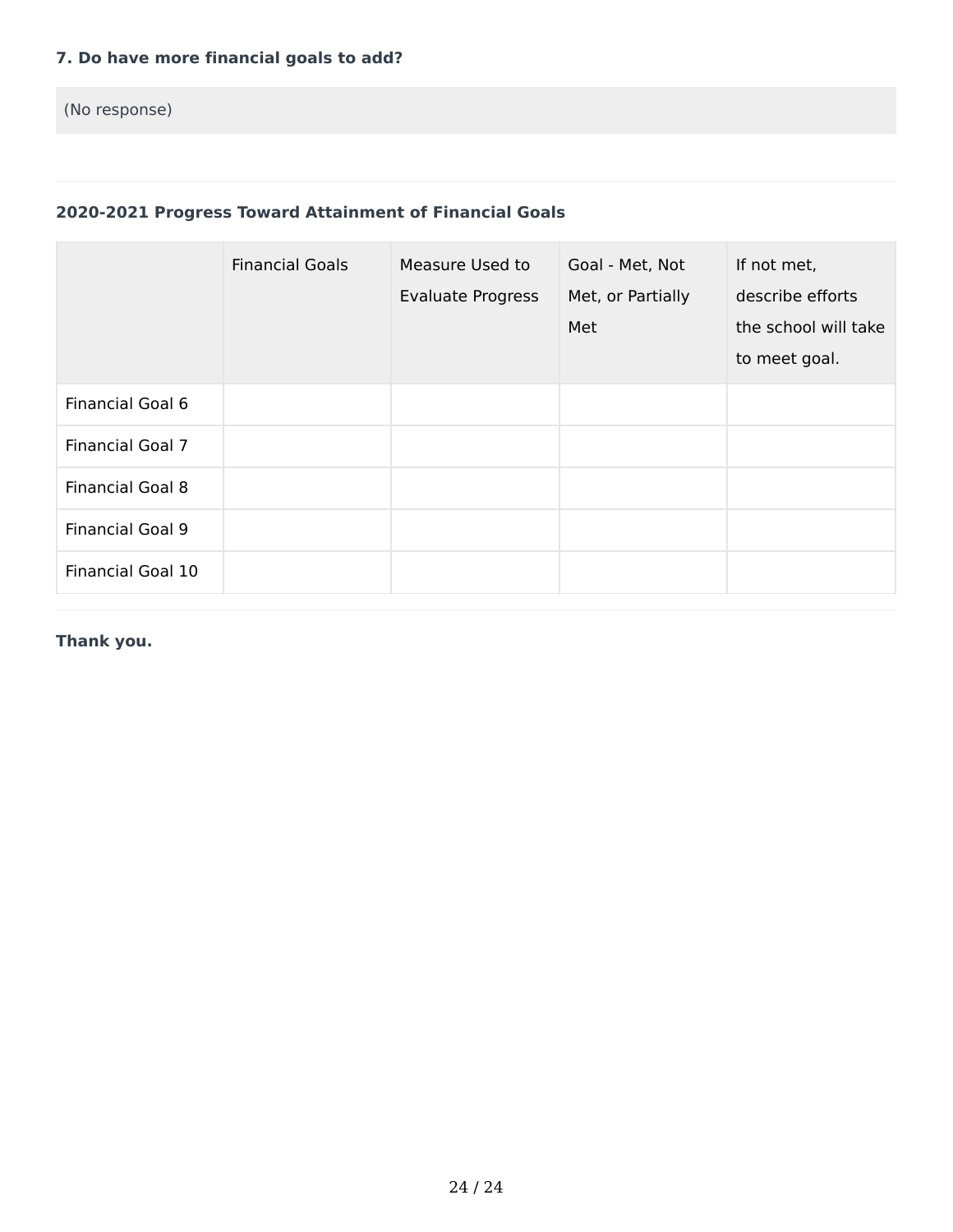**7. Do have more financial goals to add?**

(No response)

**2020-2021 Progress Toward Attainment of Financial Goals**

| | Financial Goals | Measure Used to Evaluate Progress | Goal - Met, Not Met, or Partially Met | If not met, describe efforts the school will take to meet goal. |
|---|---|---|---|---|
| Financial Goal 6 | | | | |
| Financial Goal 7 | | | | |
| Financial Goal 8 | | | | |
| Financial Goal 9 | | | | |
| Financial Goal 10 | | | | |

**Thank you.**